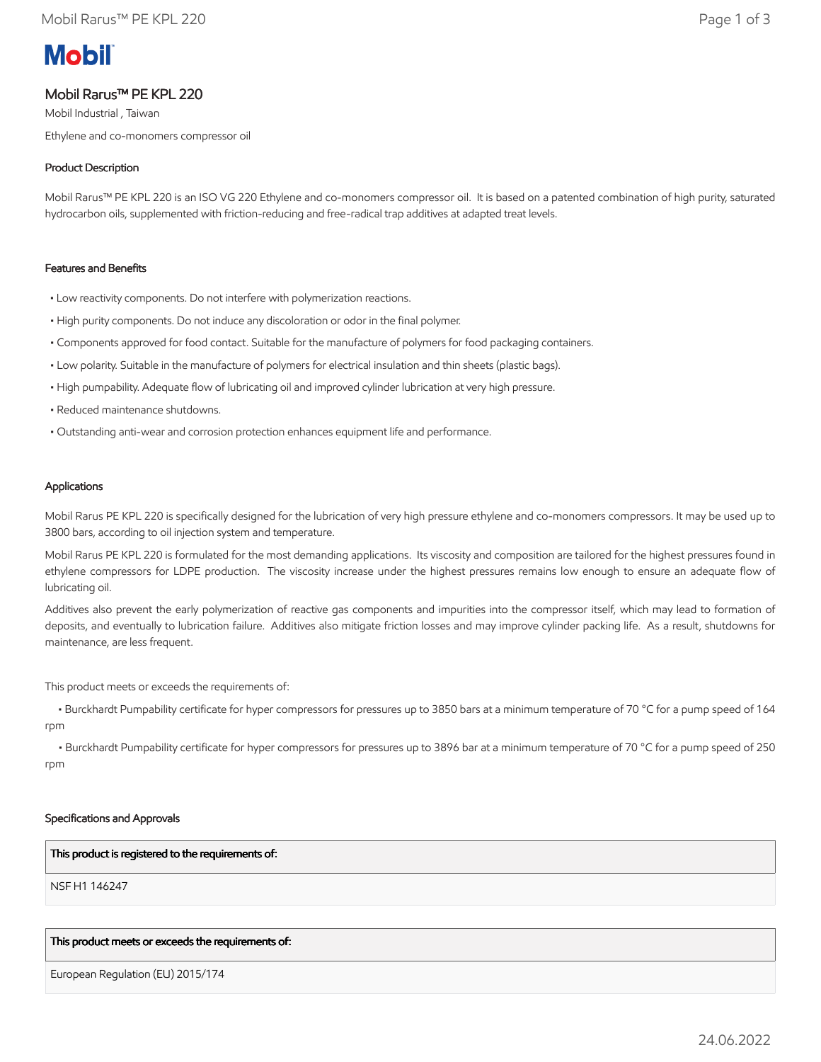Mobil

# Mobil Rarus™ PE KPL 220

Mobil Industrial , Taiwan

Ethylene and co-monomers compressor oil

## Product Description

Mobil Rarus™ PE KPL 220 is an ISO VG 220 Ethylene and co-monomers compressor oil. It is based on a patented combination of high purity, saturated hydrocarbon oils, supplemented with friction-reducing and free-radical trap additives at adapted treat levels.

## Features and Benefits

- Low reactivity components. Do not interfere with polymerization reactions.
- High purity components. Do not induce any discoloration or odor in the final polymer.
- Components approved for food contact. Suitable for the manufacture of polymers for food packaging containers.
- Low polarity. Suitable in the manufacture of polymers for electrical insulation and thin sheets (plastic bags).
- High pumpability. Adequate flow of lubricating oil and improved cylinder lubrication at very high pressure.
- Reduced maintenance shutdowns.
- Outstanding anti-wear and corrosion protection enhances equipment life and performance.

## Applications

Mobil Rarus PE KPL 220 is specifically designed for the lubrication of very high pressure ethylene and co-monomers compressors. It may be used up to 3800 bars, according to oil injection system and temperature.

Mobil Rarus PE KPL 220 is formulated for the most demanding applications. Its viscosity and composition are tailored for the highest pressures found in ethylene compressors for LDPE production. The viscosity increase under the highest pressures remains low enough to ensure an adequate flow of lubricating oil.

Additives also prevent the early polymerization of reactive gas components and impurities into the compressor itself, which may lead to formation of deposits, and eventually to lubrication failure. Additives also mitigate friction losses and may improve cylinder packing life. As a result, shutdowns for maintenance, are less frequent.

This product meets or exceeds the requirements of:

- Burckhardt Pumpability certificate for hyper compressors for pressures up to 3850 bars at a minimum temperature of 70 °C for a pump speed of 164 rpm
- Burckhardt Pumpability certificate for hyper compressors for pressures up to 3896 bar at a minimum temperature of 70 °C for a pump speed of 250 rpm

## Specifications and Approvals

| This product is registered to the requirements of: |
| --- |
| NSF H1 146247 |

| This product meets or exceeds the requirements of: |
| --- |
| European Regulation (EU) 2015/174 |

24.06.2022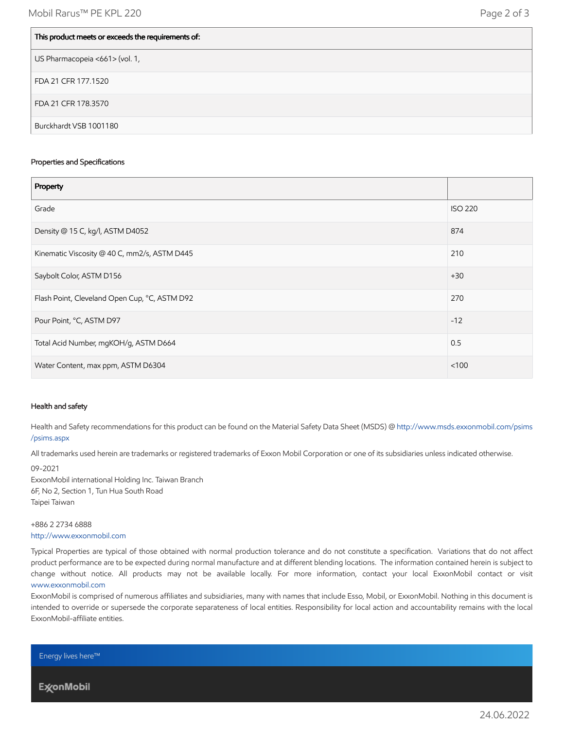| This product meets or exceeds the requirements of: |
| --- |
| US Pharmacopeia <661> (vol. 1, |
| FDA 21 CFR 177.1520 |
| FDA 21 CFR 178.3570 |
| Burckhardt VSB 1001180 |

### Properties and Specifications

| Property | |
| --- | --- |
| Grade | ISO 220 |
| Density @ 15 C, kg/l, ASTM D4052 | 874 |
| Kinematic Viscosity @ 40 C, mm2/s, ASTM D445 | 210 |
| Saybolt Color, ASTM D156 | +30 |
| Flash Point, Cleveland Open Cup, °C, ASTM D92 | 270 |
| Pour Point, °C, ASTM D97 | -12 |
| Total Acid Number, mgKOH/g, ASTM D664 | 0.5 |
| Water Content, max ppm, ASTM D6304 | <100 |

### Health and safety

Health and Safety recommendations for this product can be found on the Material Safety Data Sheet (MSDS) @ http://www.msds.exxonmobil.com/psims/psims.aspx

All trademarks used herein are trademarks or registered trademarks of Exxon Mobil Corporation or one of its subsidiaries unless indicated otherwise.

09-2021
ExxonMobil international Holding Inc. Taiwan Branch
6F, No 2, Section 1, Tun Hua South Road
Taipei Taiwan

+886 2 2734 6888
http://www.exxonmobil.com

Typical Properties are typical of those obtained with normal production tolerance and do not constitute a specification. Variations that do not affect product performance are to be expected during normal manufacture and at different blending locations. The information contained herein is subject to change without notice. All products may not be available locally. For more information, contact your local ExxonMobil contact or visit www.exxonmobil.com

ExxonMobil is comprised of numerous affiliates and subsidiaries, many with names that include Esso, Mobil, or ExxonMobil. Nothing in this document is intended to override or supersede the corporate separateness of local entities. Responsibility for local action and accountability remains with the local ExxonMobil-affiliate entities.

Energy lives here™

ExxonMobil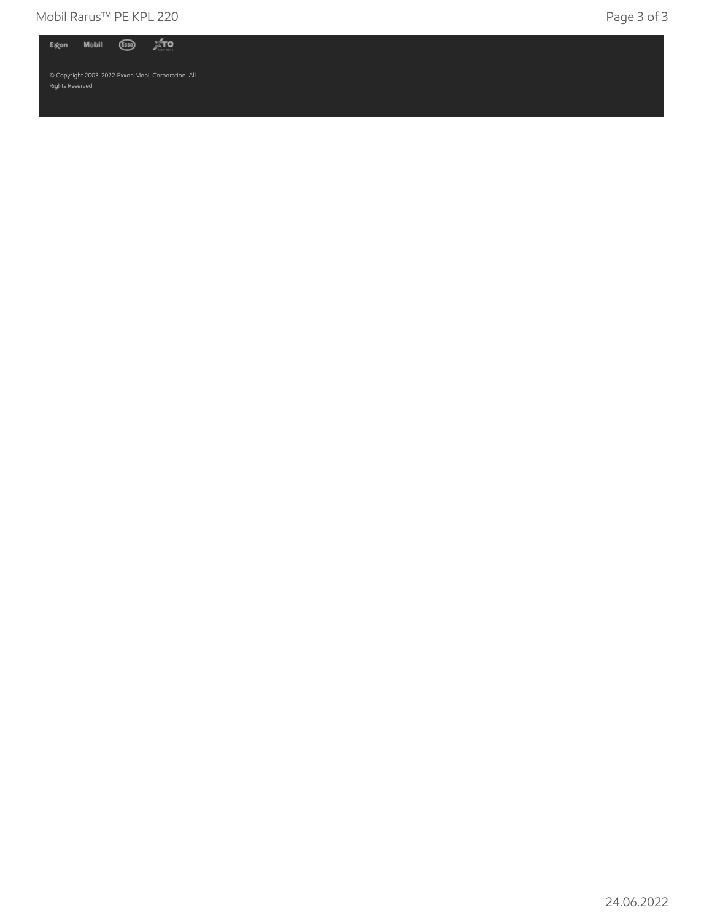Exxon Mobil Esso XTO

© Copyright 2003-2022 Exxon Mobil Corporation. All Rights Reserved